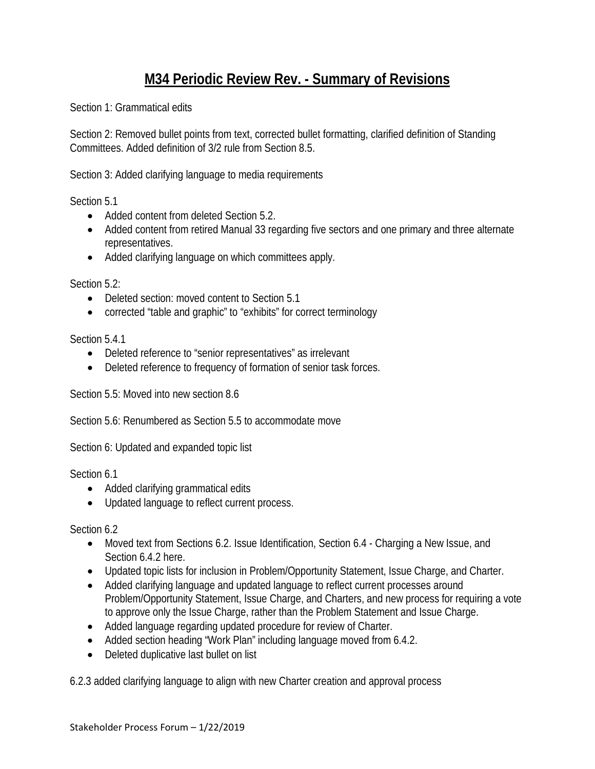# M34 Periodic Review Rev. - Summary of Revisions

Section 1: Grammatical edits

Section 2: Removed bullet points from text, corrected bullet formatting, clarified definition of Standing Committees. Added definition of 3/2 rule from Section 8.5.

Section 3: Added clarifying language to media requirements

Section 5.1

- Added content from deleted Section 5.2.
- Added content from retired Manual 33 regarding five sectors and one primary and three alternate representatives.
- Added clarifying language on which committees apply.

Section 5.2:

- Deleted section: moved content to Section 5.1
- corrected "table and graphic" to "exhibits" for correct terminology

Section 5.4.1

- Deleted reference to "senior representatives" as irrelevant
- Deleted reference to frequency of formation of senior task forces.

Section 5.5: Moved into new section 8.6

Section 5.6: Renumbered as Section 5.5 to accommodate move

Section 6: Updated and expanded topic list

Section 6.1

- Added clarifying grammatical edits
- Updated language to reflect current process.

Section 6.2

- Moved text from Sections 6.2. Issue Identification, Section 6.4 - Charging a New Issue, and Section 6.4.2 here.
- Updated topic lists for inclusion in Problem/Opportunity Statement, Issue Charge, and Charter.
- Added clarifying language and updated language to reflect current processes around Problem/Opportunity Statement, Issue Charge, and Charters, and new process for requiring a vote to approve only the Issue Charge, rather than the Problem Statement and Issue Charge.
- Added language regarding updated procedure for review of Charter.
- Added section heading "Work Plan" including language moved from 6.4.2.
- Deleted duplicative last bullet on list

6.2.3 added clarifying language to align with new Charter creation and approval process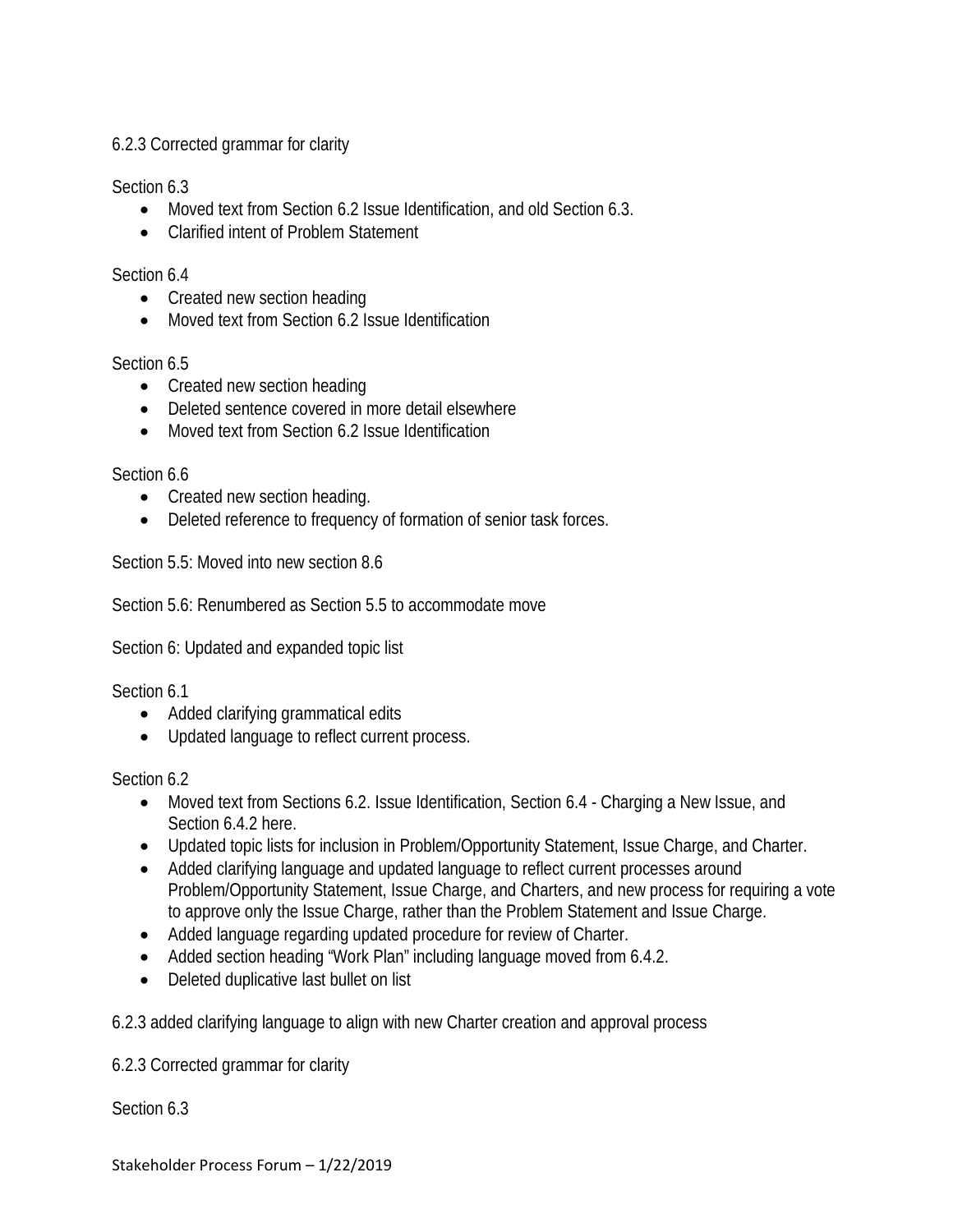6.2.3 Corrected grammar for clarity

Section 6.3

- Moved text from Section 6.2 Issue Identification, and old Section 6.3.
- Clarified intent of Problem Statement

Section 6.4

- Created new section heading
- Moved text from Section 6.2 Issue Identification

Section 6.5

- Created new section heading
- Deleted sentence covered in more detail elsewhere
- Moved text from Section 6.2 Issue Identification

Section 6.6

- Created new section heading.
- Deleted reference to frequency of formation of senior task forces.

Section 5.5: Moved into new section 8.6

Section 5.6: Renumbered as Section 5.5 to accommodate move

Section 6: Updated and expanded topic list

Section 6.1

- Added clarifying grammatical edits
- Updated language to reflect current process.

Section 6.2

- Moved text from Sections 6.2. Issue Identification, Section 6.4 - Charging a New Issue, and Section 6.4.2 here.
- Updated topic lists for inclusion in Problem/Opportunity Statement, Issue Charge, and Charter.
- Added clarifying language and updated language to reflect current processes around Problem/Opportunity Statement, Issue Charge, and Charters, and new process for requiring a vote to approve only the Issue Charge, rather than the Problem Statement and Issue Charge.
- Added language regarding updated procedure for review of Charter.
- Added section heading "Work Plan" including language moved from 6.4.2.
- Deleted duplicative last bullet on list

6.2.3 added clarifying language to align with new Charter creation and approval process

6.2.3 Corrected grammar for clarity

Section 6.3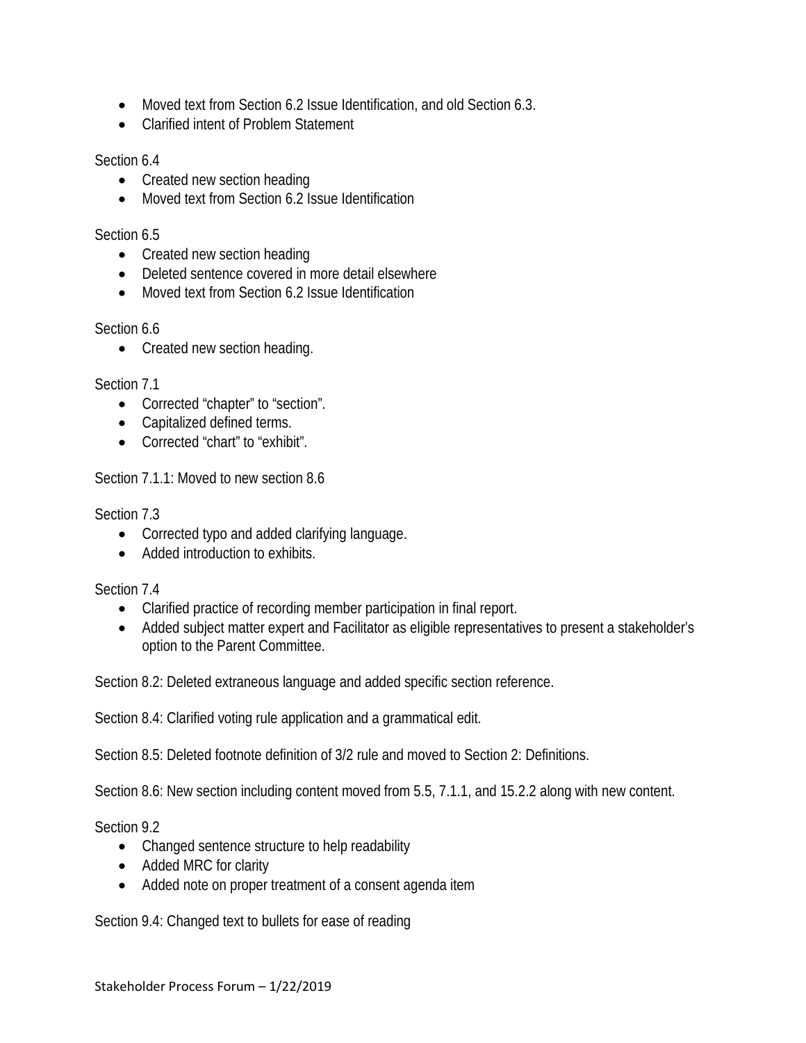- Moved text from Section 6.2 Issue Identification, and old Section 6.3.
- Clarified intent of Problem Statement

Section 6.4

- Created new section heading
- Moved text from Section 6.2 Issue Identification

Section 6.5

- Created new section heading
- Deleted sentence covered in more detail elsewhere
- Moved text from Section 6.2 Issue Identification

Section 6.6

- Created new section heading.

Section 7.1

- Corrected “chapter” to “section”.
- Capitalized defined terms.
- Corrected “chart” to “exhibit”.

Section 7.1.1: Moved to new section 8.6

Section 7.3

- Corrected typo and added clarifying language.
- Added introduction to exhibits.

Section 7.4

- Clarified practice of recording member participation in final report.
- Added subject matter expert and Facilitator as eligible representatives to present a stakeholder’s option to the Parent Committee.

Section 8.2: Deleted extraneous language and added specific section reference.

Section 8.4: Clarified voting rule application and a grammatical edit.

Section 8.5: Deleted footnote definition of 3/2 rule and moved to Section 2: Definitions.

Section 8.6: New section including content moved from 5.5, 7.1.1, and 15.2.2 along with new content.

Section 9.2

- Changed sentence structure to help readability
- Added MRC for clarity
- Added note on proper treatment of a consent agenda item

Section 9.4: Changed text to bullets for ease of reading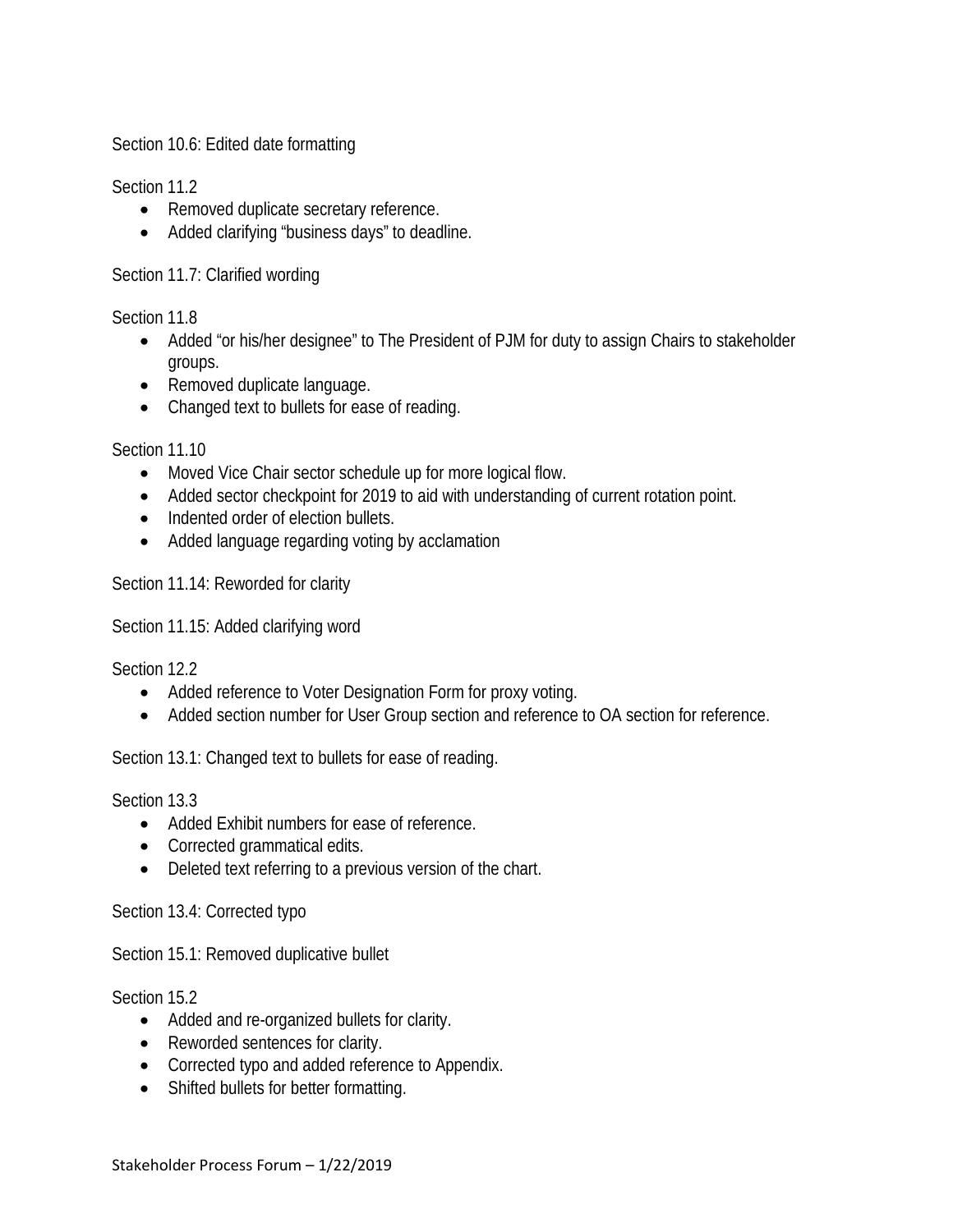Section 10.6: Edited date formatting

Section 11.2

- Removed duplicate secretary reference.
- Added clarifying "business days" to deadline.

Section 11.7: Clarified wording

Section 11.8

- Added "or his/her designee" to The President of PJM for duty to assign Chairs to stakeholder groups.
- Removed duplicate language.
- Changed text to bullets for ease of reading.

Section 11.10

- Moved Vice Chair sector schedule up for more logical flow.
- Added sector checkpoint for 2019 to aid with understanding of current rotation point.
- Indented order of election bullets.
- Added language regarding voting by acclamation

Section 11.14: Reworded for clarity

Section 11.15: Added clarifying word

Section 12.2

- Added reference to Voter Designation Form for proxy voting.
- Added section number for User Group section and reference to OA section for reference.

Section 13.1: Changed text to bullets for ease of reading.

Section 13.3

- Added Exhibit numbers for ease of reference.
- Corrected grammatical edits.
- Deleted text referring to a previous version of the chart.

Section 13.4: Corrected typo

Section 15.1: Removed duplicative bullet

Section 15.2

- Added and re-organized bullets for clarity.
- Reworded sentences for clarity.
- Corrected typo and added reference to Appendix.
- Shifted bullets for better formatting.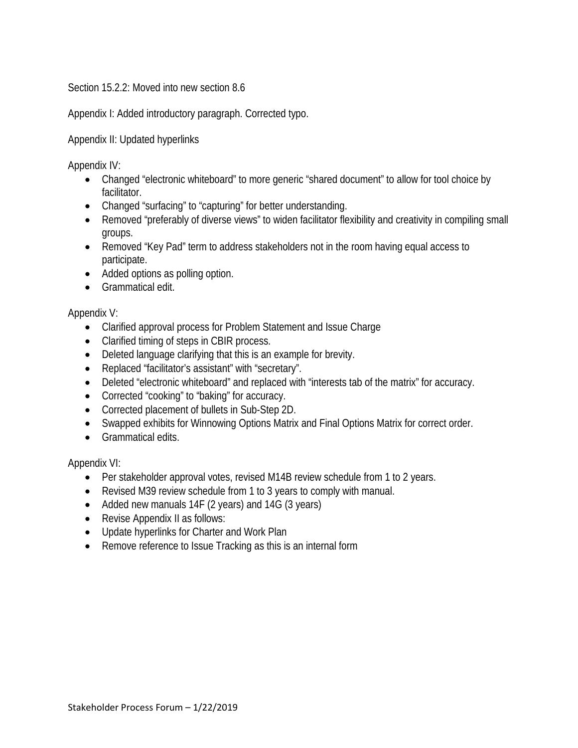Section 15.2.2: Moved into new section 8.6

Appendix I: Added introductory paragraph. Corrected typo.

Appendix II: Updated hyperlinks

Appendix IV:

- Changed "electronic whiteboard" to more generic "shared document" to allow for tool choice by facilitator.
- Changed "surfacing" to "capturing" for better understanding.
- Removed "preferably of diverse views" to widen facilitator flexibility and creativity in compiling small groups.
- Removed "Key Pad" term to address stakeholders not in the room having equal access to participate.
- Added options as polling option.
- Grammatical edit.

Appendix V:

- Clarified approval process for Problem Statement and Issue Charge
- Clarified timing of steps in CBIR process.
- Deleted language clarifying that this is an example for brevity.
- Replaced "facilitator's assistant" with "secretary".
- Deleted "electronic whiteboard" and replaced with "interests tab of the matrix" for accuracy.
- Corrected "cooking" to "baking" for accuracy.
- Corrected placement of bullets in Sub-Step 2D.
- Swapped exhibits for Winnowing Options Matrix and Final Options Matrix for correct order.
- Grammatical edits.

Appendix VI:

- Per stakeholder approval votes, revised M14B review schedule from 1 to 2 years.
- Revised M39 review schedule from 1 to 3 years to comply with manual.
- Added new manuals 14F (2 years) and 14G (3 years)
- Revise Appendix II as follows:
- Update hyperlinks for Charter and Work Plan
- Remove reference to Issue Tracking as this is an internal form